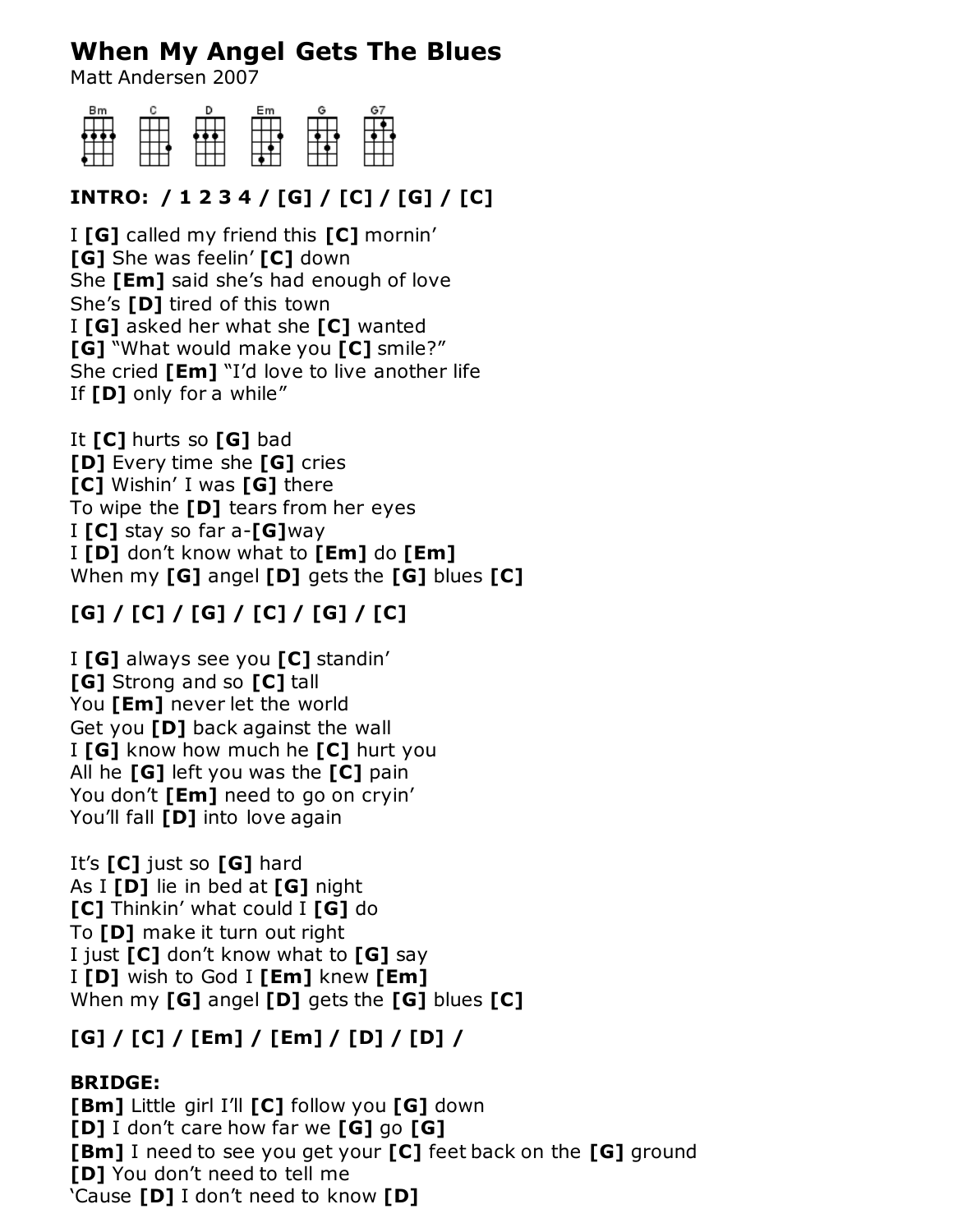# When My Angel Gets The Blues

Matt Andersen 2007

Bm C D Em G G7

**INTRO: / 1 2 3 4 / [G] / [C] / [G] / [C]**

I **[G]** called my friend this **[C]** mornin'
**[G]** She was feelin' **[C]** down
She **[Em]** said she's had enough of love
She's **[D]** tired of this town
I **[G]** asked her what she **[C]** wanted
**[G]** "What would make you **[C]** smile?"
She cried **[Em]** "I'd love to live another life
If **[D]** only for a while"

It **[C]** hurts so **[G]** bad
**[D]** Every time she **[G]** cries
**[C]** Wishin' I was **[G]** there
To wipe the **[D]** tears from her eyes
I **[C]** stay so far a-**[G]**way
I **[D]** don't know what to **[Em]** do **[Em]**
When my **[G]** angel **[D]** gets the **[G]** blues **[C]**

**[G] / [C] / [G] / [C] / [G] / [C]**

I **[G]** always see you **[C]** standin'
**[G]** Strong and so **[C]** tall
You **[Em]** never let the world
Get you **[D]** back against the wall
I **[G]** know how much he **[C]** hurt you
All he **[G]** left you was the **[C]** pain
You don't **[Em]** need to go on cryin'
You'll fall **[D]** into love again

It's **[C]** just so **[G]** hard
As I **[D]** lie in bed at **[G]** night
**[C]** Thinkin' what could I **[G]** do
To **[D]** make it turn out right
I just **[C]** don't know what to **[G]** say
I **[D]** wish to God I **[Em]** knew **[Em]**
When my **[G]** angel **[D]** gets the **[G]** blues **[C]**

**[G] / [C] / [Em] / [Em] / [D] / [D] /**

**BRIDGE:**
**[Bm]** Little girl I'll **[C]** follow you **[G]** down
**[D]** I don't care how far we **[G]** go **[G]**
**[Bm]** I need to see you get your **[C]** feet back on the **[G]** ground
**[D]** You don't need to tell me
'Cause **[D]** I don't need to know **[D]**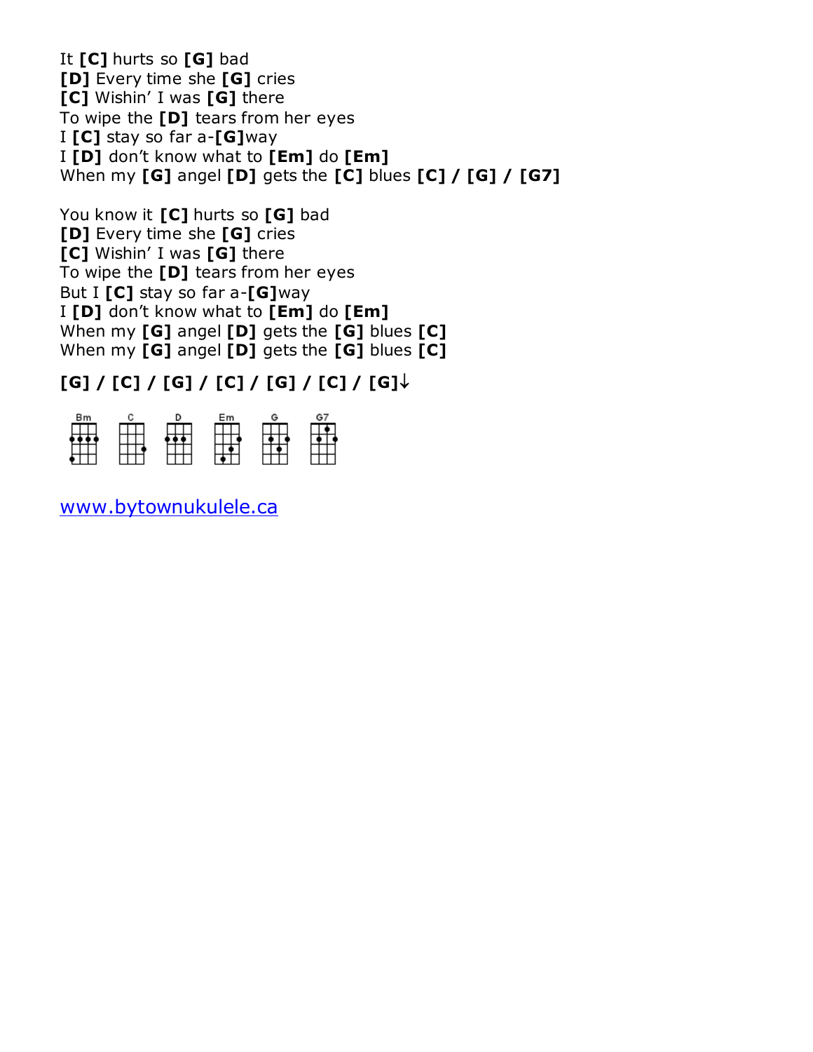It **[C]** hurts so **[G]** bad
**[D]** Every time she **[G]** cries
**[C]** Wishin' I was **[G]** there
To wipe the **[D]** tears from her eyes
I **[C]** stay so far a-**[G]**way
I **[D]** don't know what to **[Em]** do **[Em]**
When my **[G]** angel **[D]** gets the **[C]** blues **[C] / [G] / [G7]**

You know it **[C]** hurts so **[G]** bad
**[D]** Every time she **[G]** cries
**[C]** Wishin' I was **[G]** there
To wipe the **[D]** tears from her eyes
But I **[C]** stay so far a-**[G]**way
I **[D]** don't know what to **[Em]** do **[Em]**
When my **[G]** angel **[D]** gets the **[G]** blues **[C]**
When my **[G]** angel **[D]** gets the **[G]** blues **[C]**

**[G] / [C] / [G] / [C] / [G] / [C] / [G]↓**

Bm C D Em G G7

www.bytownukulele.ca